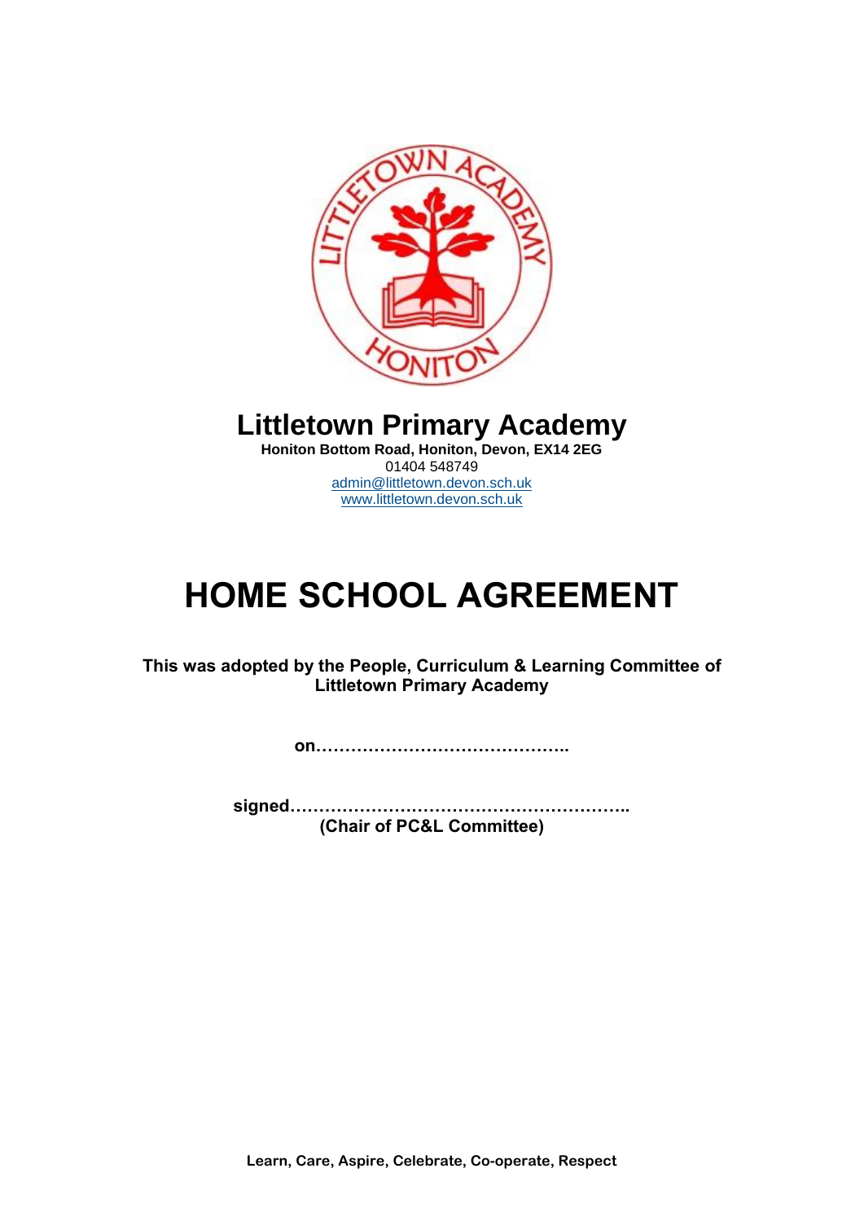# Littletown Primary Academy

**Honiton Bottom Road, Honiton, Devon, EX14 2EG**

01404 548749

admin@littletown.devon.sch.uk

www.littletown.devon.sch.uk

# HOME SCHOOL AGREEMENT

**This was adopted by the People, Curriculum & Learning Committee of Littletown Primary Academy**

**on……………………………………..**

**signed…………………………………………………..**
**(Chair of PC&L Committee)**

**Learn, Care, Aspire, Celebrate, Co-operate, Respect**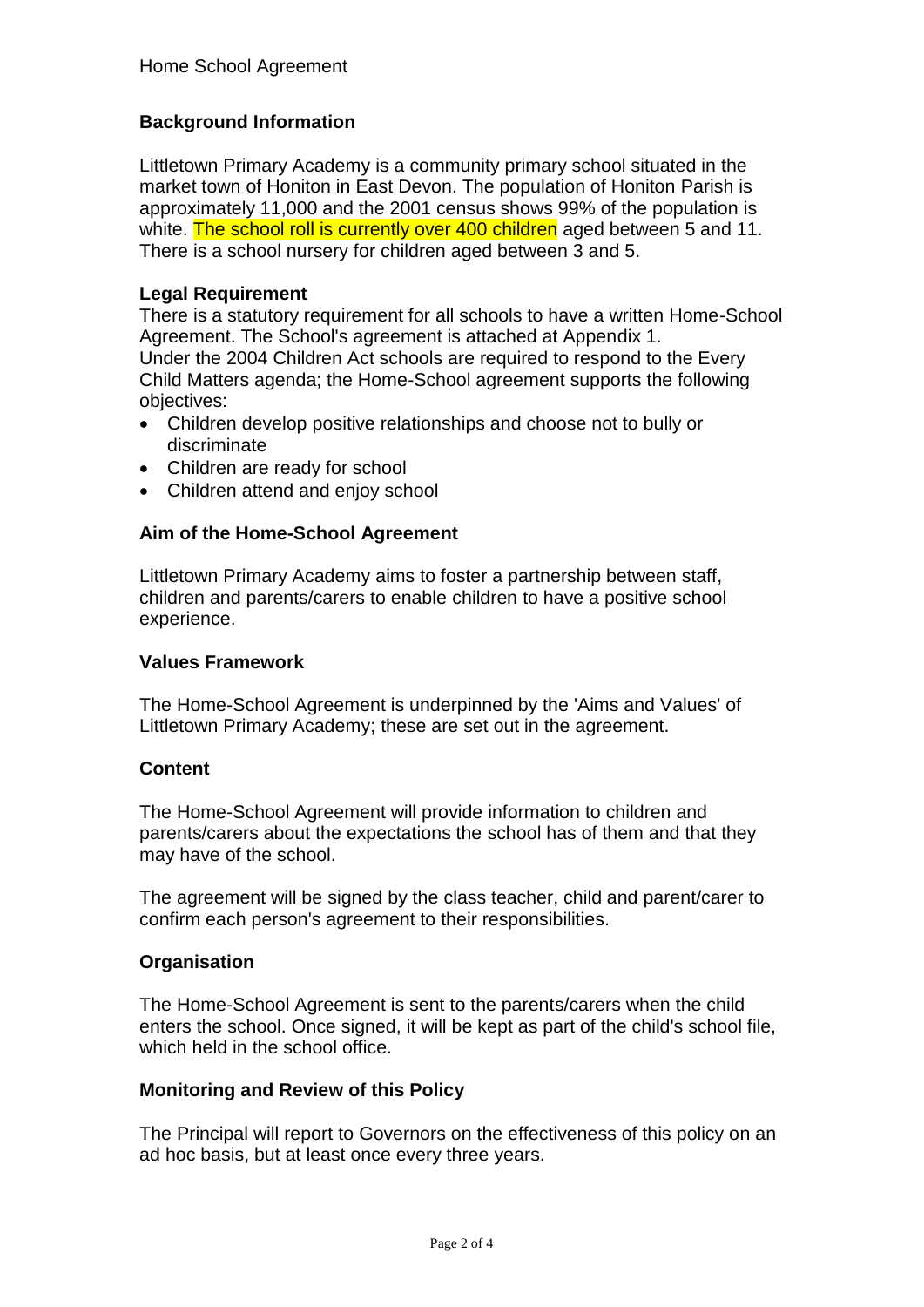Home School Agreement

## Background Information

Littletown Primary Academy is a community primary school situated in the market town of Honiton in East Devon. The population of Honiton Parish is approximately 11,000 and the 2001 census shows 99% of the population is white. The school roll is currently over 400 children aged between 5 and 11. There is a school nursery for children aged between 3 and 5.

## Legal Requirement

There is a statutory requirement for all schools to have a written Home-School Agreement. The School's agreement is attached at Appendix 1.
Under the 2004 Children Act schools are required to respond to the Every Child Matters agenda; the Home-School agreement supports the following objectives:

- Children develop positive relationships and choose not to bully or discriminate
- Children are ready for school
- Children attend and enjoy school

## Aim of the Home-School Agreement

Littletown Primary Academy aims to foster a partnership between staff, children and parents/carers to enable children to have a positive school experience.

## Values Framework

The Home-School Agreement is underpinned by the 'Aims and Values' of Littletown Primary Academy; these are set out in the agreement.

## Content

The Home-School Agreement will provide information to children and parents/carers about the expectations the school has of them and that they may have of the school.

The agreement will be signed by the class teacher, child and parent/carer to confirm each person's agreement to their responsibilities.

## Organisation

The Home-School Agreement is sent to the parents/carers when the child enters the school. Once signed, it will be kept as part of the child's school file, which held in the school office.

## Monitoring and Review of this Policy

The Principal will report to Governors on the effectiveness of this policy on an ad hoc basis, but at least once every three years.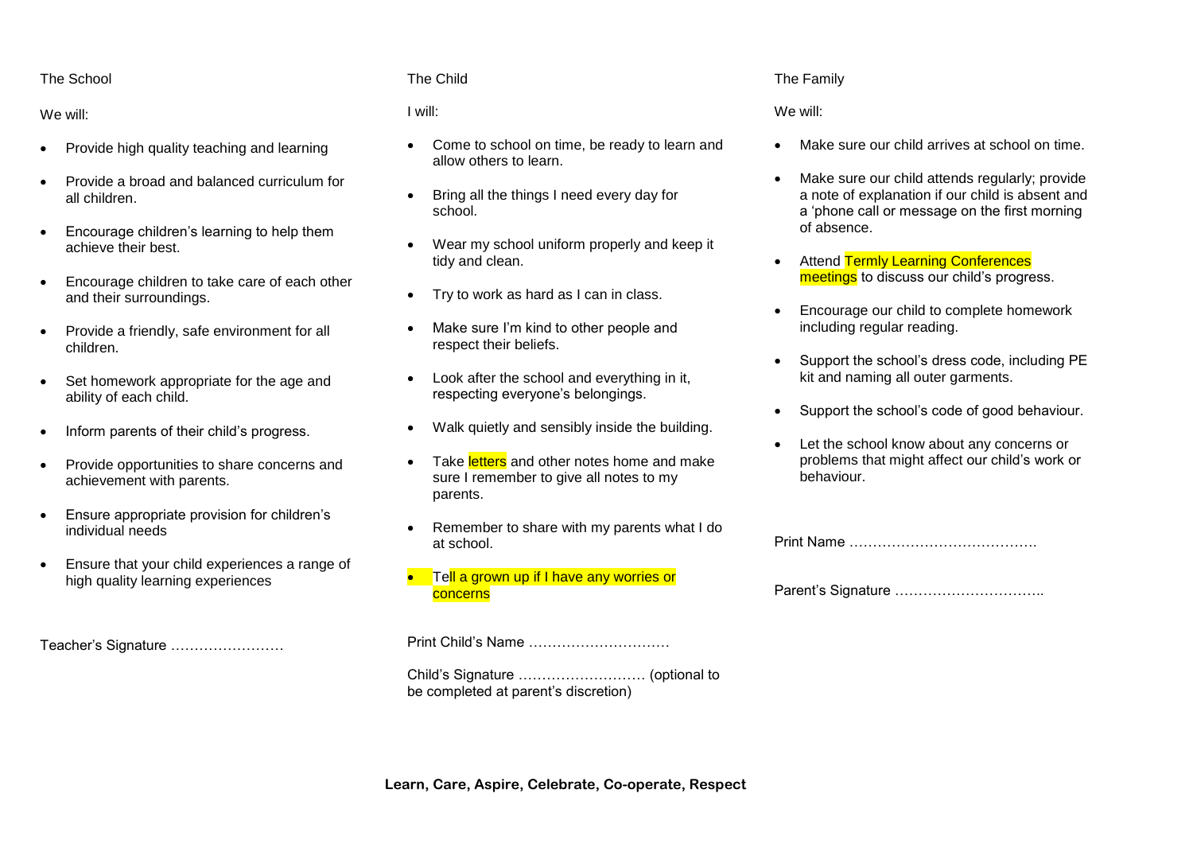## The School

We will:

- Provide high quality teaching and learning
- Provide a broad and balanced curriculum for all children.
- Encourage children's learning to help them achieve their best.
- Encourage children to take care of each other and their surroundings.
- Provide a friendly, safe environment for all children.
- Set homework appropriate for the age and ability of each child.
- Inform parents of their child's progress.
- Provide opportunities to share concerns and achievement with parents.
- Ensure appropriate provision for children's individual needs
- Ensure that your child experiences a range of high quality learning experiences

Teacher's Signature ……………………

## The Child

I will:

- Come to school on time, be ready to learn and allow others to learn.
- Bring all the things I need every day for school.
- Wear my school uniform properly and keep it tidy and clean.
- Try to work as hard as I can in class.
- Make sure I'm kind to other people and respect their beliefs.
- Look after the school and everything in it, respecting everyone's belongings.
- Walk quietly and sensibly inside the building.
- Take letters and other notes home and make sure I remember to give all notes to my parents.
- Remember to share with my parents what I do at school.
- Tell a grown up if I have any worries or concerns

Print Child's Name …………………………

Child's Signature ……………………… (optional to be completed at parent's discretion)

## The Family

We will:

- Make sure our child arrives at school on time.
- Make sure our child attends regularly; provide a note of explanation if our child is absent and a 'phone call or message on the first morning of absence.
- Attend Termly Learning Conferences meetings to discuss our child's progress.
- Encourage our child to complete homework including regular reading.
- Support the school's dress code, including PE kit and naming all outer garments.
- Support the school's code of good behaviour.
- Let the school know about any concerns or problems that might affect our child's work or behaviour.

Print Name ………………………………….

Parent's Signature …………………………..

**Learn, Care, Aspire, Celebrate, Co-operate, Respect**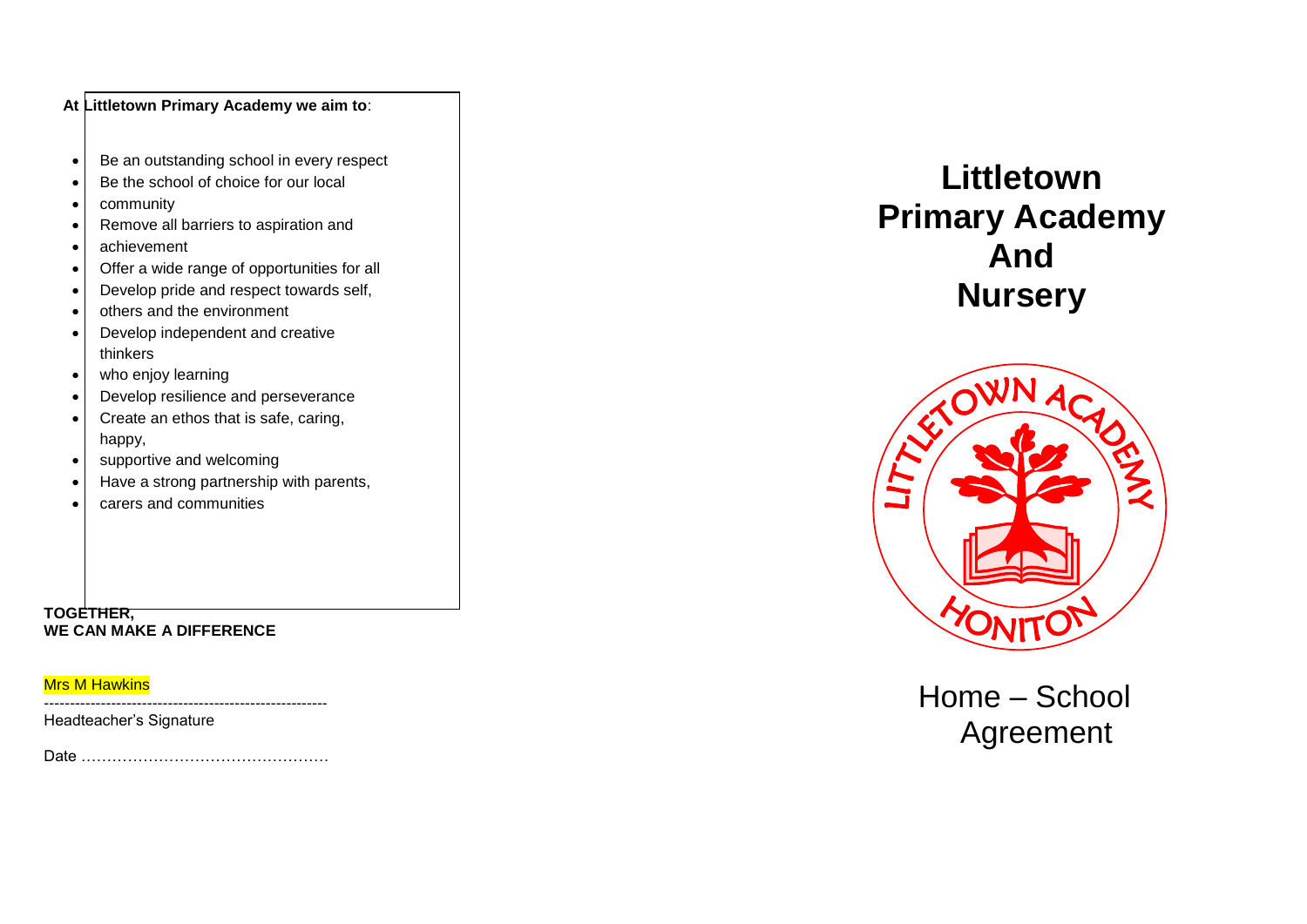**At Littletown Primary Academy we aim to**:

- Be an outstanding school in every respect
- Be the school of choice for our local
- community
- Remove all barriers to aspiration and
- achievement
- Offer a wide range of opportunities for all
- Develop pride and respect towards self,
- others and the environment
- Develop independent and creative thinkers
- who enjoy learning
- Develop resilience and perseverance
- Create an ethos that is safe, caring, happy,
- supportive and welcoming
- Have a strong partnership with parents,
- carers and communities

**TOGETHER,**
**WE CAN MAKE A DIFFERENCE**

Mrs M Hawkins

-------------------------------------------------------

Headteacher's Signature

Date ……………………………………………

# Littletown Primary Academy And Nursery

LITTLETOWN ACADEMY HONITON

Home – School Agreement